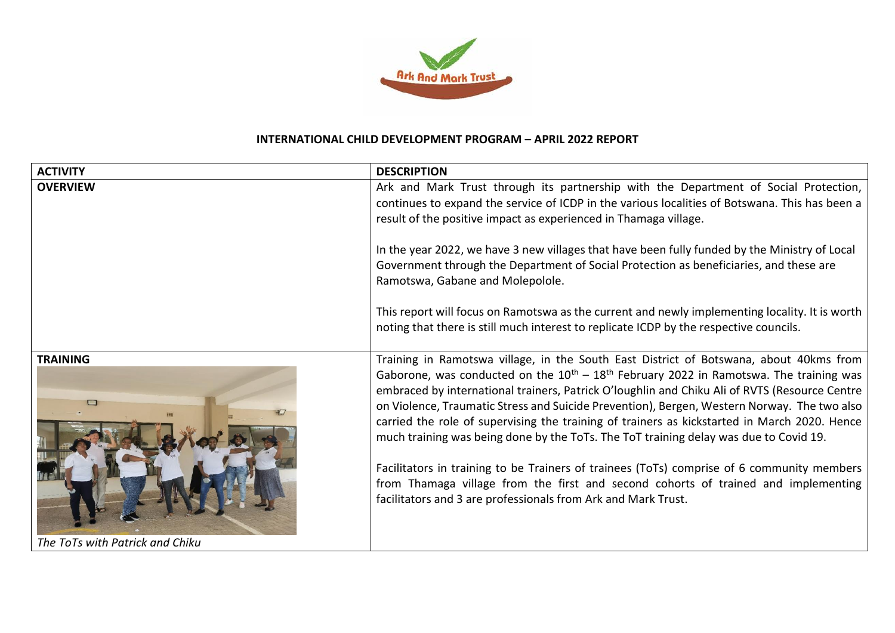# INTERNATIONAL CHILD DEVELOPMENT PROGRAM – APRIL 2022 REPORT

| ACTIVITY | DESCRIPTION |
|---|---|
| **OVERVIEW** | Ark and Mark Trust through its partnership with the Department of Social Protection, continues to expand the service of ICDP in the various localities of Botswana. This has been a result of the positive impact as experienced in Thamaga village.<br><br>In the year 2022, we have 3 new villages that have been fully funded by the Ministry of Local Government through the Department of Social Protection as beneficiaries, and these are Ramotswa, Gabane and Molepolole.<br><br>This report will focus on Ramotswa as the current and newly implementing locality. It is worth noting that there is still much interest to replicate ICDP by the respective councils. |
| **TRAINING**<br><br>*The ToTs with Patrick and Chiku* | Training in Ramotswa village, in the South East District of Botswana, about 40kms from Gaborone, was conducted on the 10th – 18th February 2022 in Ramotswa. The training was embraced by international trainers, Patrick O'loughlin and Chiku Ali of RVTS (Resource Centre on Violence, Traumatic Stress and Suicide Prevention), Bergen, Western Norway. The two also carried the role of supervising the training of trainers as kickstarted in March 2020. Hence much training was being done by the ToTs. The ToT training delay was due to Covid 19.<br><br>Facilitators in training to be Trainers of trainees (ToTs) comprise of 6 community members from Thamaga village from the first and second cohorts of trained and implementing facilitators and 3 are professionals from Ark and Mark Trust. |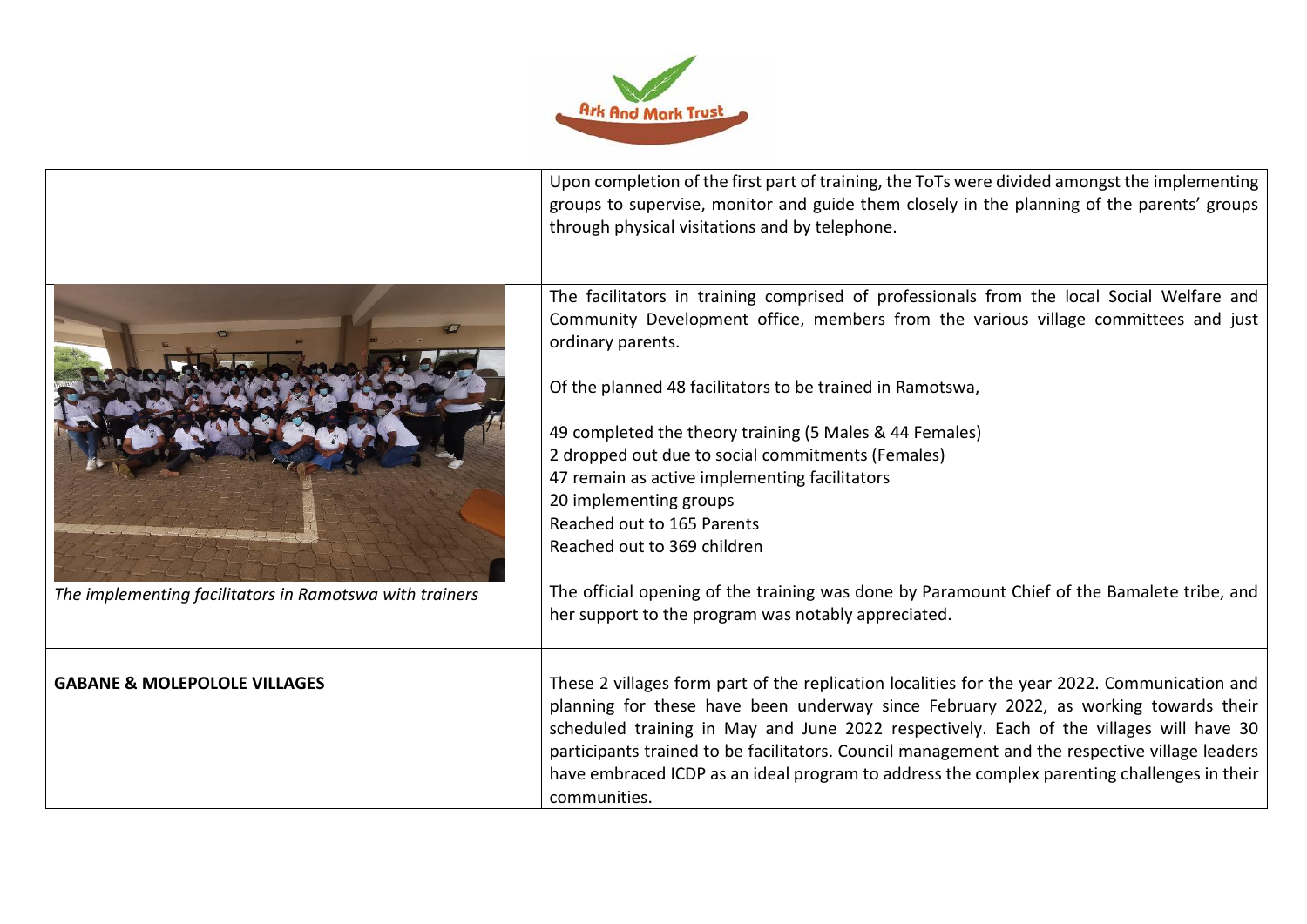| | |
|---|---|
| | Upon completion of the first part of training, the ToTs were divided amongst the implementing groups to supervise, monitor and guide them closely in the planning of the parents' groups through physical visitations and by telephone. |
| *The implementing facilitators in Ramotswa with trainers* | The facilitators in training comprised of professionals from the local Social Welfare and Community Development office, members from the various village committees and just ordinary parents.<br><br>Of the planned 48 facilitators to be trained in Ramotswa,<br><br>49 completed the theory training (5 Males & 44 Females)<br>2 dropped out due to social commitments (Females)<br>47 remain as active implementing facilitators<br>20 implementing groups<br>Reached out to 165 Parents<br>Reached out to 369 children<br><br>The official opening of the training was done by Paramount Chief of the Bamalete tribe, and her support to the program was notably appreciated. |
| **GABANE & MOLEPOLOLE VILLAGES** | These 2 villages form part of the replication localities for the year 2022. Communication and planning for these have been underway since February 2022, as working towards their scheduled training in May and June 2022 respectively. Each of the villages will have 30 participants trained to be facilitators. Council management and the respective village leaders have embraced ICDP as an ideal program to address the complex parenting challenges in their communities. |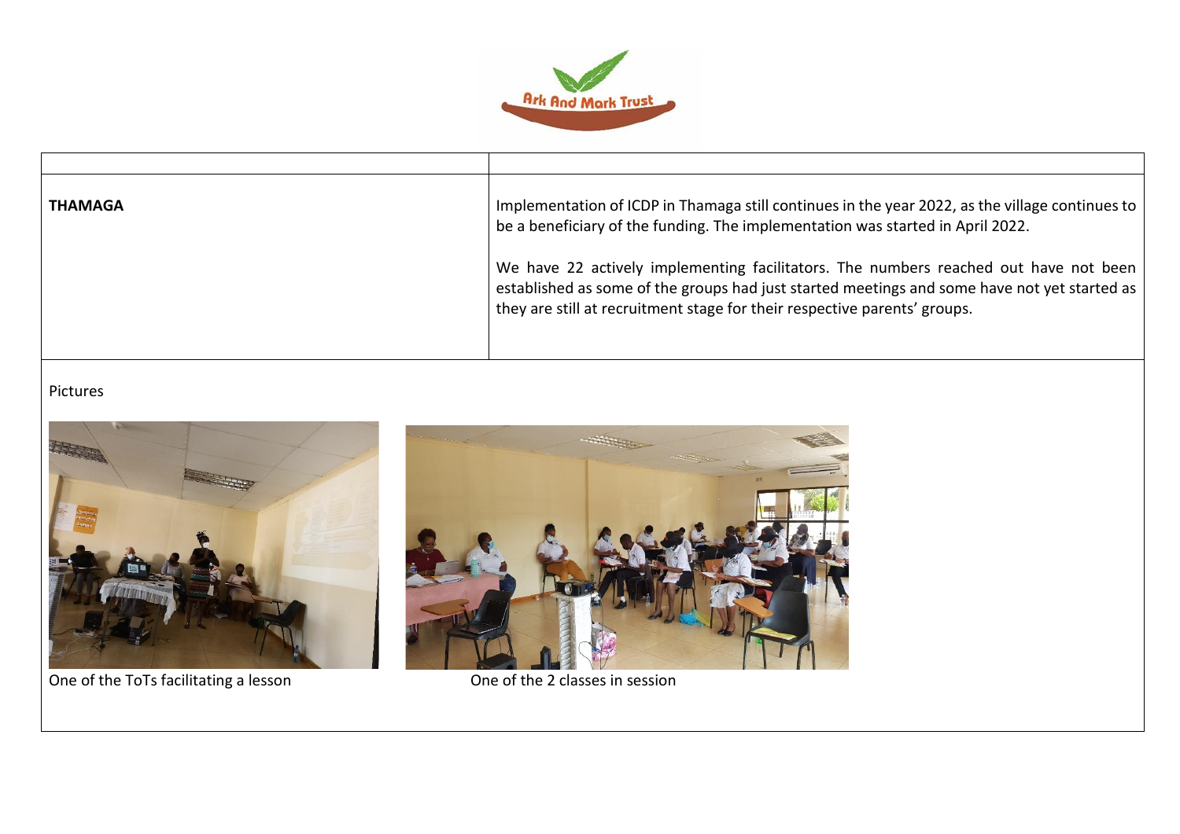| | |
|---|---|
| **THAMAGA** | Implementation of ICDP in Thamaga still continues in the year 2022, as the village continues to be a beneficiary of the funding. The implementation was started in April 2022.<br><br>We have 22 actively implementing facilitators. The numbers reached out have not been established as some of the groups had just started meetings and some have not yet started as they are still at recruitment stage for their respective parents' groups. |

Pictures

One of the ToTs facilitating a lesson

One of the 2 classes in session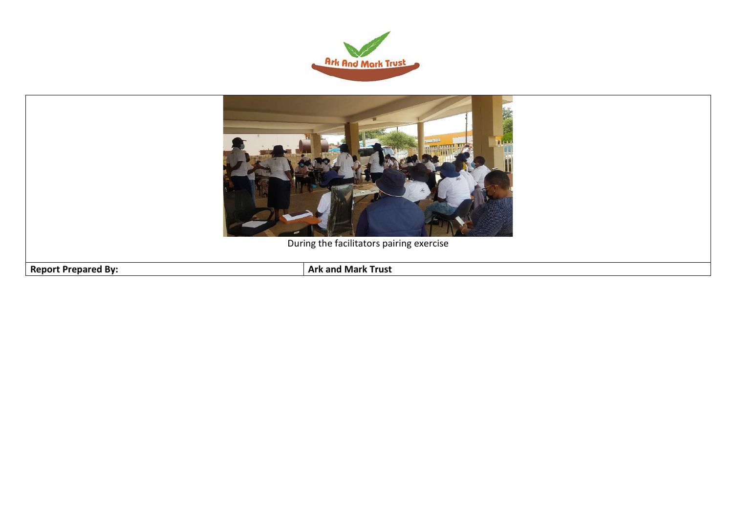During the facilitators pairing exercise

| | |
|---|---|
| **Report Prepared By:** | **Ark and Mark Trust** |